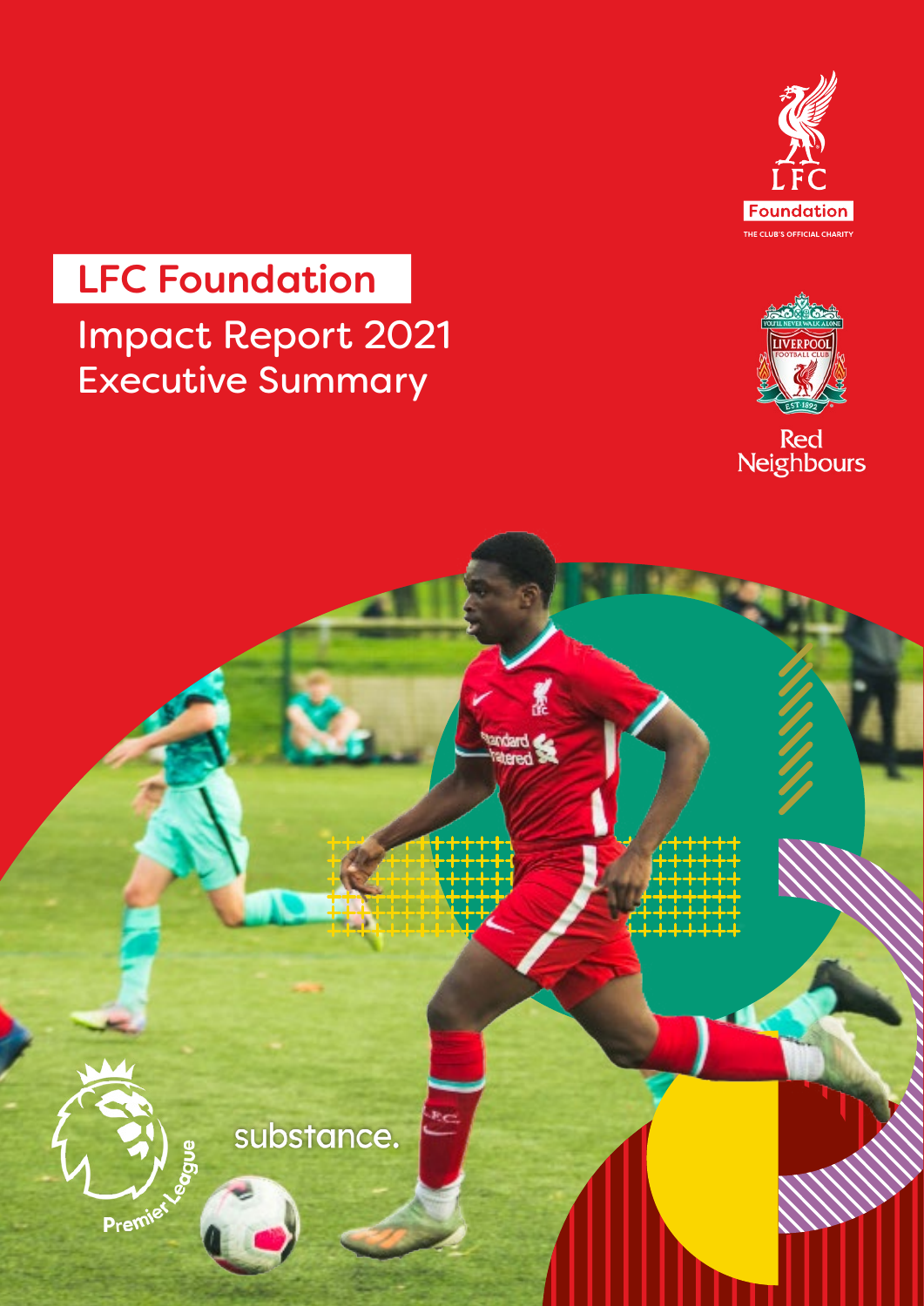# LFC Foundation

## Impact Report 2021
## Executive Summary

LFC Foundation
THE CLUB'S OFFICIAL CHARITY

Red Neighbours

substance.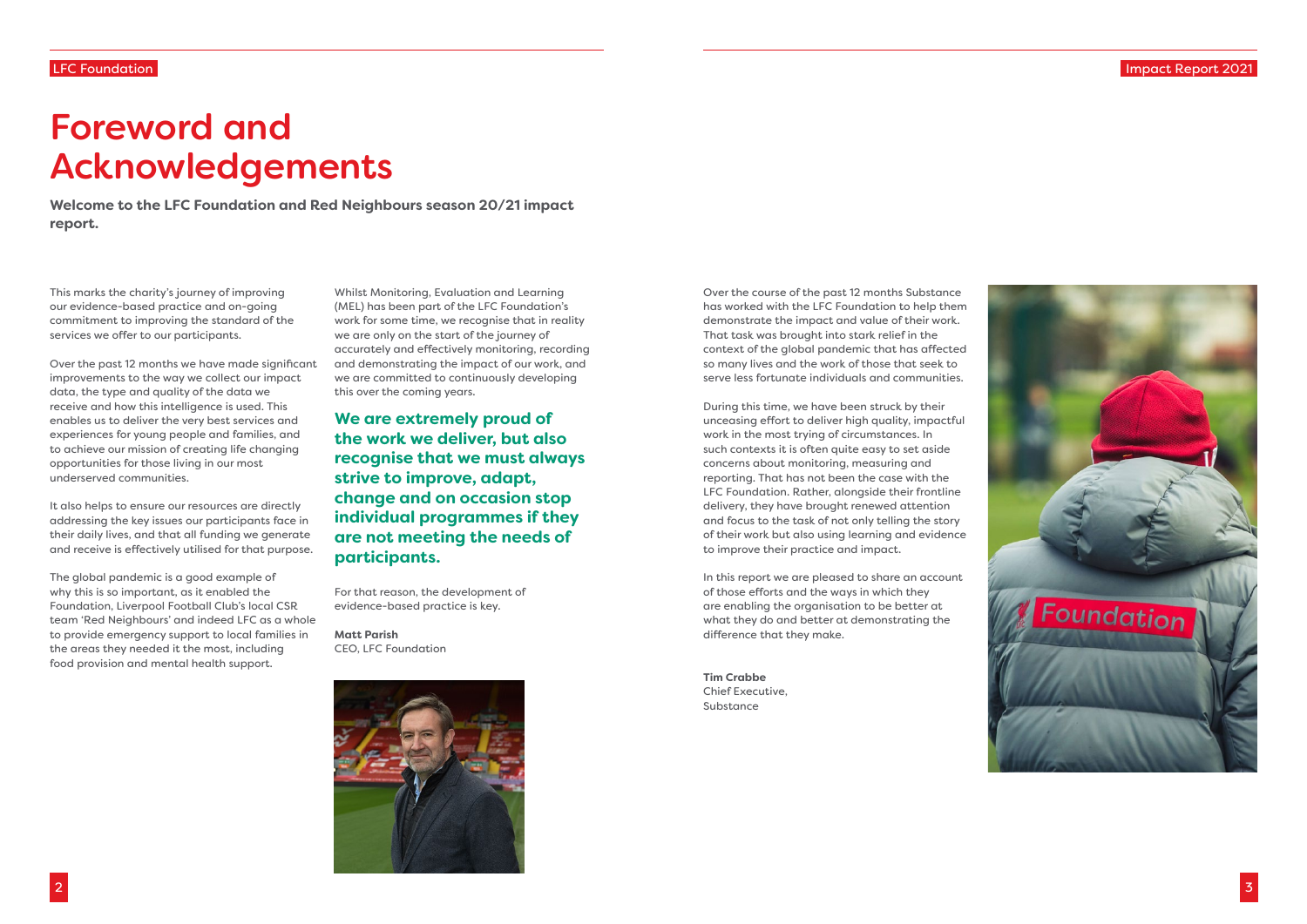# Foreword and Acknowledgements

**Welcome to the LFC Foundation and Red Neighbours season 20/21 impact report.**

This marks the charity's journey of improving our evidence-based practice and on-going commitment to improving the standard of the services we offer to our participants.

Over the past 12 months we have made significant improvements to the way we collect our impact data, the type and quality of the data we receive and how this intelligence is used. This enables us to deliver the very best services and experiences for young people and families, and to achieve our mission of creating life changing opportunities for those living in our most underserved communities.

It also helps to ensure our resources are directly addressing the key issues our participants face in their daily lives, and that all funding we generate and receive is effectively utilised for that purpose.

The global pandemic is a good example of why this is so important, as it enabled the Foundation, Liverpool Football Club's local CSR team 'Red Neighbours' and indeed LFC as a whole to provide emergency support to local families in the areas they needed it the most, including food provision and mental health support.

Whilst Monitoring, Evaluation and Learning (MEL) has been part of the LFC Foundation's work for some time, we recognise that in reality we are only on the start of the journey of accurately and effectively monitoring, recording and demonstrating the impact of our work, and we are committed to continuously developing this over the coming years.

**We are extremely proud of the work we deliver, but also recognise that we must always strive to improve, adapt, change and on occasion stop individual programmes if they are not meeting the needs of participants.**

For that reason, the development of evidence-based practice is key.

**Matt Parish**
CEO, LFC Foundation

Over the course of the past 12 months Substance has worked with the LFC Foundation to help them demonstrate the impact and value of their work. That task was brought into stark relief in the context of the global pandemic that has affected so many lives and the work of those that seek to serve less fortunate individuals and communities.

During this time, we have been struck by their unceasing effort to deliver high quality, impactful work in the most trying of circumstances. In such contexts it is often quite easy to set aside concerns about monitoring, measuring and reporting. That has not been the case with the LFC Foundation. Rather, alongside their frontline delivery, they have brought renewed attention and focus to the task of not only telling the story of their work but also using learning and evidence to improve their practice and impact.

In this report we are pleased to share an account of those efforts and the ways in which they are enabling the organisation to be better at what they do and better at demonstrating the difference that they make.

**Tim Crabbe**
Chief Executive,
Substance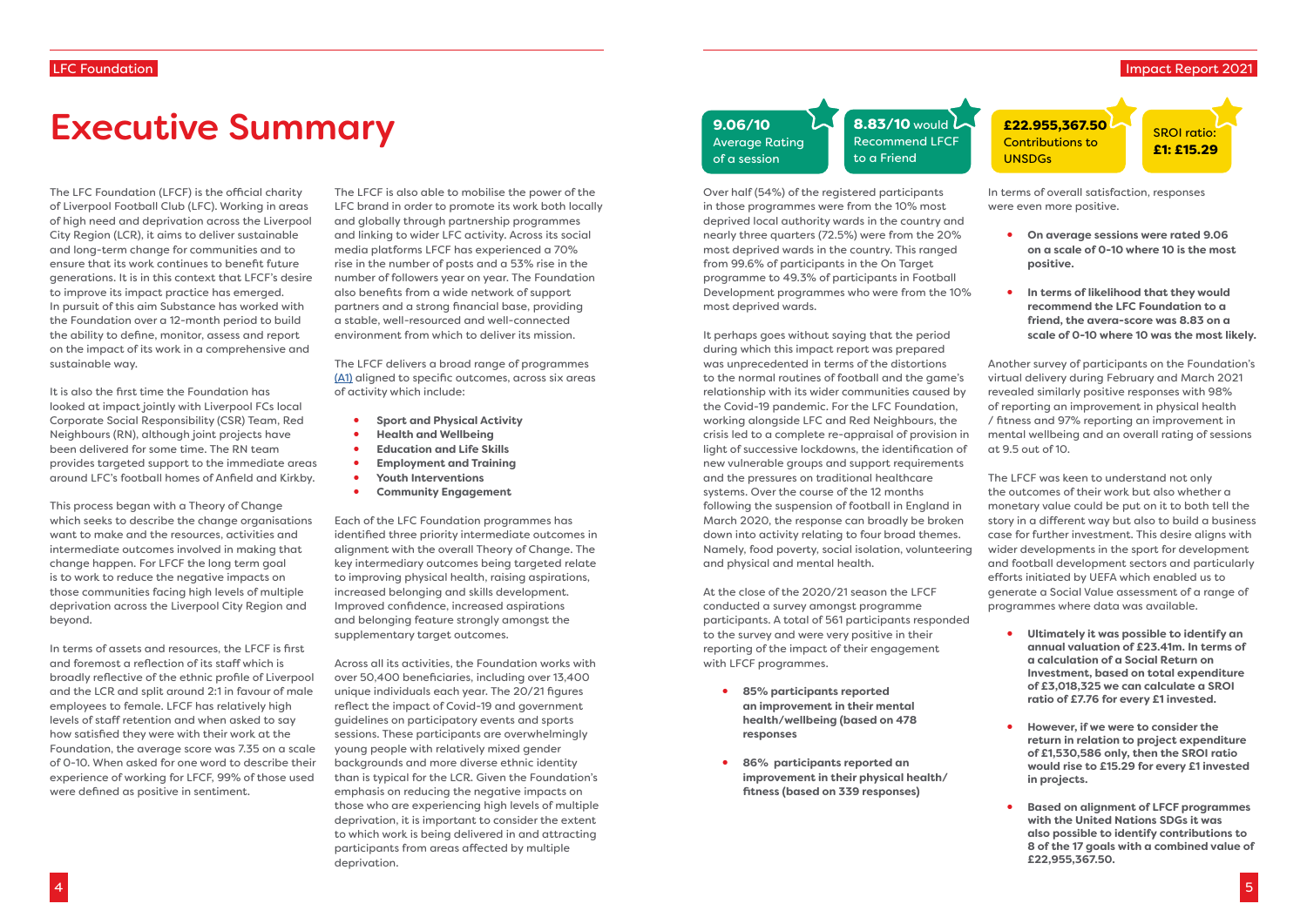# Executive Summary

The LFC Foundation (LFCF) is the official charity of Liverpool Football Club (LFC). Working in areas of high need and deprivation across the Liverpool City Region (LCR), it aims to deliver sustainable and long-term change for communities and to ensure that its work continues to benefit future generations. It is in this context that LFCF's desire to improve its impact practice has emerged. In pursuit of this aim Substance has worked with the Foundation over a 12-month period to build the ability to define, monitor, assess and report on the impact of its work in a comprehensive and sustainable way.

It is also the first time the Foundation has looked at impact jointly with Liverpool FCs local Corporate Social Responsibility (CSR) Team, Red Neighbours (RN), although joint projects have been delivered for some time. The RN team provides targeted support to the immediate areas around LFC's football homes of Anfield and Kirkby.

This process began with a Theory of Change which seeks to describe the change organisations want to make and the resources, activities and intermediate outcomes involved in making that change happen. For LFCF the long term goal is to work to reduce the negative impacts on those communities facing high levels of multiple deprivation across the Liverpool City Region and beyond.

In terms of assets and resources, the LFCF is first and foremost a reflection of its staff which is broadly reflective of the ethnic profile of Liverpool and the LCR and split around 2:1 in favour of male employees to female. LFCF has relatively high levels of staff retention and when asked to say how satisfied they were with their work at the Foundation, the average score was 7.35 on a scale of 0-10. When asked for one word to describe their experience of working for LFCF, 99% of those used were defined as positive in sentiment.

The LFCF is also able to mobilise the power of the LFC brand in order to promote its work both locally and globally through partnership programmes and linking to wider LFC activity. Across its social media platforms LFCF has experienced a 70% rise in the number of posts and a 53% rise in the number of followers year on year. The Foundation also benefits from a wide network of support partners and a strong financial base, providing a stable, well-resourced and well-connected environment from which to deliver its mission.

The LFCF delivers a broad range of programmes (A1) aligned to specific outcomes, across six areas of activity which include:

- **Sport and Physical Activity**
- **Health and Wellbeing**
- **Education and Life Skills**
- **Employment and Training**
- **Youth Interventions**
- **Community Engagement**

Each of the LFC Foundation programmes has identified three priority intermediate outcomes in alignment with the overall Theory of Change. The key intermediary outcomes being targeted relate to improving physical health, raising aspirations, increased belonging and skills development. Improved confidence, increased aspirations and belonging feature strongly amongst the supplementary target outcomes.

Across all its activities, the Foundation works with over 50,400 beneficiaries, including over 13,400 unique individuals each year. The 20/21 figures reflect the impact of Covid-19 and government guidelines on participatory events and sports sessions. These participants are overwhelmingly young people with relatively mixed gender backgrounds and more diverse ethnic identity than is typical for the LCR. Given the Foundation's emphasis on reducing the negative impacts on those who are experiencing high levels of multiple deprivation, it is important to consider the extent to which work is being delivered in and attracting participants from areas affected by multiple deprivation.

**9.06/10** Average Rating of a session

**8.83/10** would Recommend LFCF to a Friend

**£22.955,367.50** Contributions to UNSDGs

SROI ratio: **£1: £15.29**

Over half (54%) of the registered participants in those programmes were from the 10% most deprived local authority wards in the country and nearly three quarters (72.5%) were from the 20% most deprived wards in the country. This ranged from 99.6% of participants in the On Target programme to 49.3% of participants in Football Development programmes who were from the 10% most deprived wards.

It perhaps goes without saying that the period during which this impact report was prepared was unprecedented in terms of the distortions to the normal routines of football and the game's relationship with its wider communities caused by the Covid-19 pandemic. For the LFC Foundation, working alongside LFC and Red Neighbours, the crisis led to a complete re-appraisal of provision in light of successive lockdowns, the identification of new vulnerable groups and support requirements and the pressures on traditional healthcare systems. Over the course of the 12 months following the suspension of football in England in March 2020, the response can broadly be broken down into activity relating to four broad themes. Namely, food poverty, social isolation, volunteering and physical and mental health.

At the close of the 2020/21 season the LFCF conducted a survey amongst programme participants. A total of 561 participants responded to the survey and were very positive in their reporting of the impact of their engagement with LFCF programmes.

- **85% participants reported an improvement in their mental health/wellbeing (based on 478 responses**
- **86% participants reported an improvement in their physical health/ fitness (based on 339 responses)**

In terms of overall satisfaction, responses were even more positive.

- **On average sessions were rated 9.06 on a scale of 0-10 where 10 is the most positive.**
- **In terms of likelihood that they would recommend the LFC Foundation to a friend, the avera-score was 8.83 on a scale of 0-10 where 10 was the most likely.**

Another survey of participants on the Foundation's virtual delivery during February and March 2021 revealed similarly positive responses with 98% of reporting an improvement in physical health / fitness and 97% reporting an improvement in mental wellbeing and an overall rating of sessions at 9.5 out of 10.

The LFCF was keen to understand not only the outcomes of their work but also whether a monetary value could be put on it to both tell the story in a different way but also to build a business case for further investment. This desire aligns with wider developments in the sport for development and football development sectors and particularly efforts initiated by UEFA which enabled us to generate a Social Value assessment of a range of programmes where data was available.

- **Ultimately it was possible to identify an annual valuation of £23.41m. In terms of a calculation of a Social Return on Investment, based on total expenditure of £3,018,325 we can calculate a SROI ratio of £7.76 for every £1 invested.**
- **However, if we were to consider the return in relation to project expenditure of £1,530,586 only, then the SROI ratio would rise to £15.29 for every £1 invested in projects.**
- **Based on alignment of LFCF programmes with the United Nations SDGs it was also possible to identify contributions to 8 of the 17 goals with a combined value of £22,955,367.50.**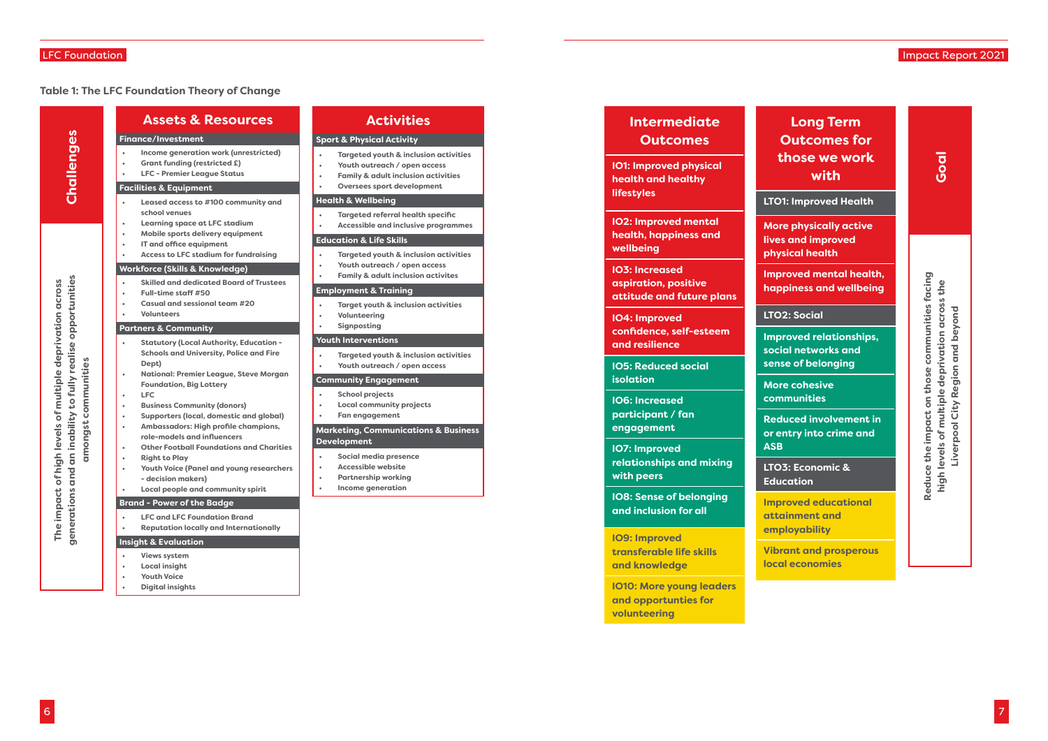**Table 1: The LFC Foundation Theory of Change**

## Challenges

The impact of high levels of multiple deprivation across generations and an inability to fully realise opportunities amongst communities

## Assets & Resources

**Finance/Investment**

- Income generation work (unrestricted)
- Grant funding (restricted £)
- LFC - Premier League Status

**Facilities & Equipment**

- Leased access to #100 community and school venues
- Learning space at LFC stadium
- Mobile sports delivery equipment
- IT and office equipment
- Access to LFC stadium for fundraising

**Workforce (Skills & Knowledge)**

- Skilled and dedicated Board of Trustees
- Full-time staff #50
- Casual and sessional team #20
- Volunteers

**Partners & Community**

- Statutory (Local Authority, Education - Schools and University, Police and Fire Dept)
- National: Premier League, Steve Morgan Foundation, Big Lottery
- LFC
- Business Community (donors)
- Supporters (local, domestic and global)
- Ambassadors: High profile champions, role-models and influencers
- Other Football Foundations and Charities
- Right to Play
- Youth Voice (Panel and young researchers - decision makers)
- Local people and community spirit

**Brand - Power of the Badge**

- LFC and LFC Foundation Brand
- Reputation locally and Internationally

**Insight & Evaluation**

- Views system
- Local insight
- Youth Voice
- Digital insights

## Activities

**Sport & Physical Activity**

- Targeted youth & inclusion activities
- Youth outreach / open access
- Family & adult inclusion activities
- Oversees sport development

**Health & Wellbeing**

- Targeted referral health specific
- Accessible and inclusive programmes

**Education & Life Skills**

- Targeted youth & inclusion activities
- Youth outreach / open access
- Family & adult inclusion activites

**Employment & Training**

- Target youth & inclusion activities
- Volunteering
- Signposting

**Youth Interventions**

- Targeted youth & inclusion activities
- Youth outreach / open access

**Community Engagement**

- School projects
- Local community projects
- Fan engagement

**Marketing, Communications & Business Development**

- Social media presence
- Accessible website
- Partnership working
- Income generation

## Intermediate Outcomes

- IO1: Improved physical health and healthy lifestyles
- IO2: Improved mental health, happiness and wellbeing
- IO3: Increased aspiration, positive attitude and future plans
- IO4: Improved confidence, self-esteem and resilience
- IO5: Reduced social isolation
- IO6: Increased participant / fan engagement
- IO7: Improved relationships and mixing with peers
- IO8: Sense of belonging and inclusion for all
- IO9: Improved transferable life skills and knowledge
- IO10: More young leaders and opportunities for volunteering

## Long Term Outcomes for those we work with

**LTO1: Improved Health**

- More physically active lives and improved physical health
- Improved mental health, happiness and wellbeing

**LTO2: Social**

- Improved relationships, social networks and sense of belonging
- More cohesive communities
- Reduced involvement in or entry into crime and ASB

**LTO3: Economic & Education**

- Improved educational attainment and employability
- Vibrant and prosperous local economies

## Goal

Reduce the impact on those communities facing high levels of multiple deprivation across the Liverpool City Region and beyond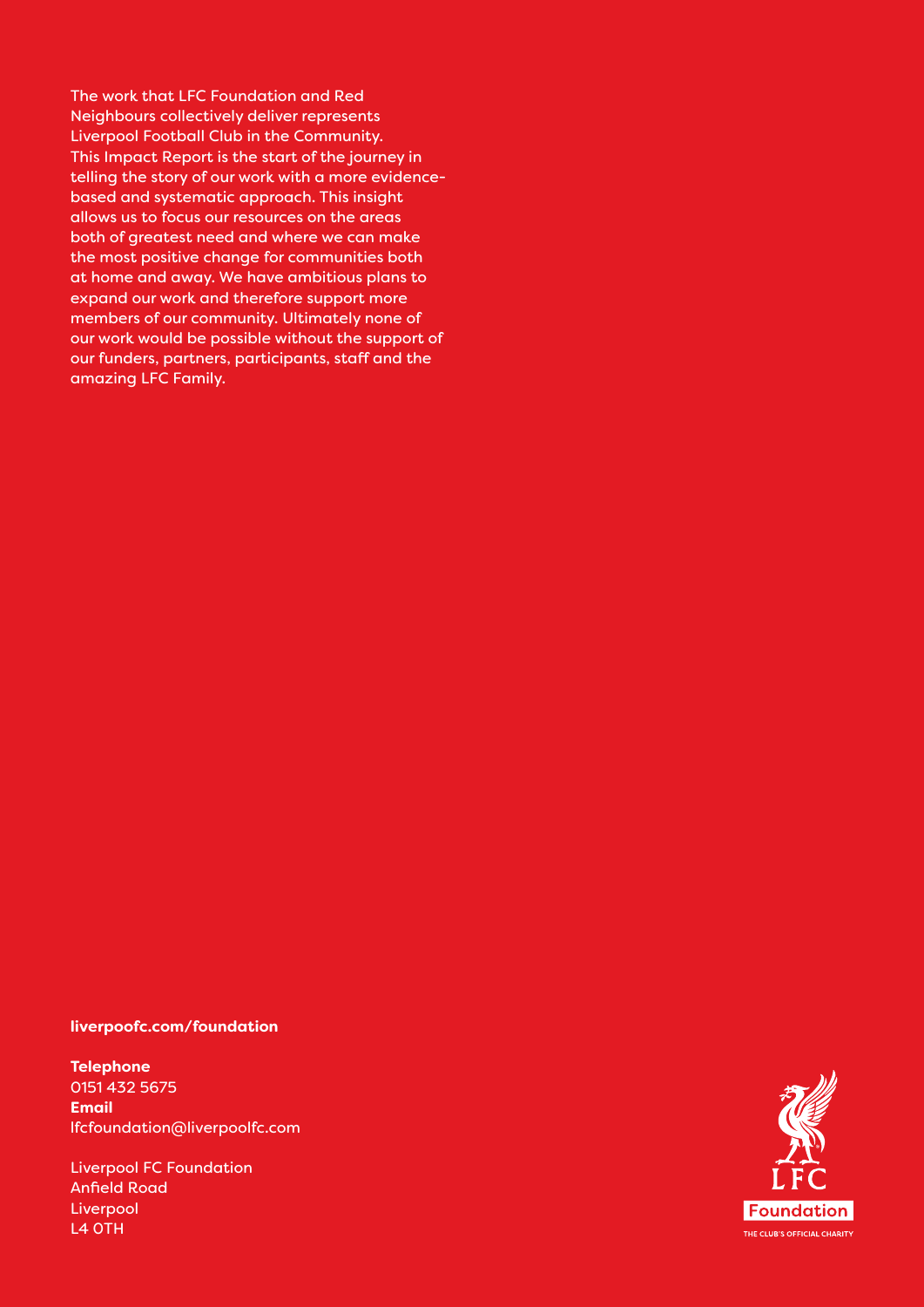The work that LFC Foundation and Red Neighbours collectively deliver represents Liverpool Football Club in the Community. This Impact Report is the start of the journey in telling the story of our work with a more evidence-based and systematic approach. This insight allows us to focus our resources on the areas both of greatest need and where we can make the most positive change for communities both at home and away. We have ambitious plans to expand our work and therefore support more members of our community. Ultimately none of our work would be possible without the support of our funders, partners, participants, staff and the amazing LFC Family.

**liverpoofc.com/foundation**

**Telephone**
0151 432 5675
**Email**
lfcfoundation@liverpoolfc.com

Liverpool FC Foundation
Anfield Road
Liverpool
L4 0TH

LFC
Foundation
THE CLUB'S OFFICIAL CHARITY